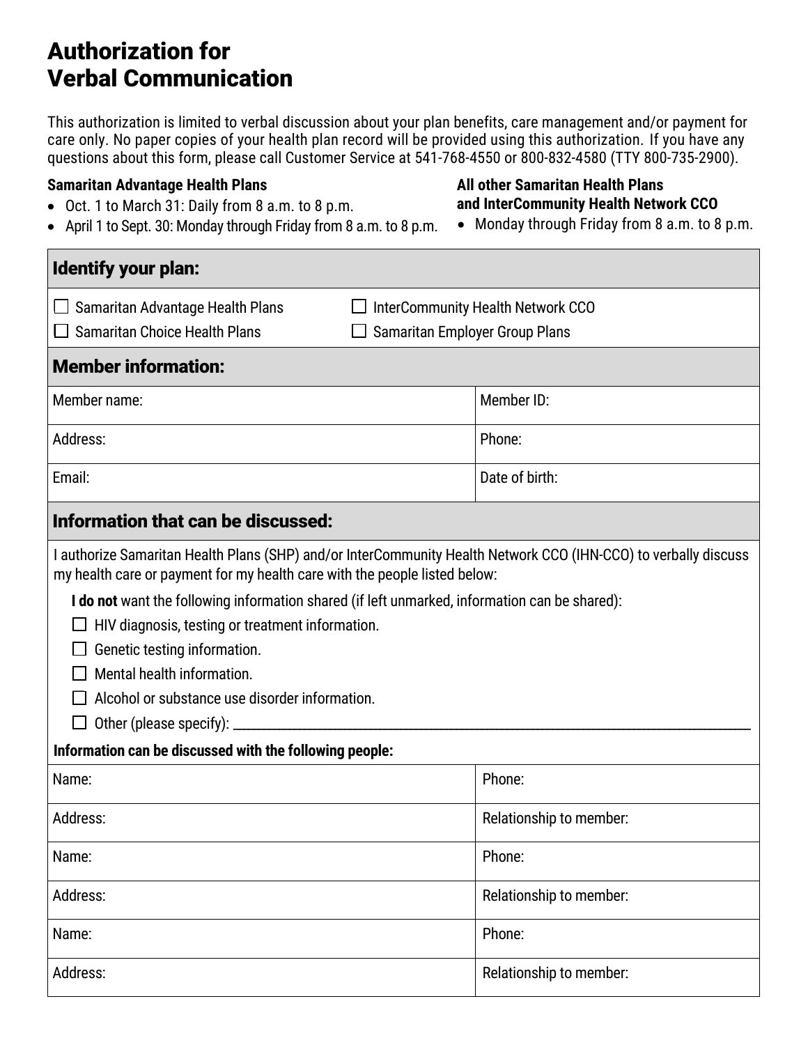# Authorization for Verbal Communication

This authorization is limited to verbal discussion about your plan benefits, care management and/or payment for care only. No paper copies of your health plan record will be provided using this authorization. If you have any questions about this form, please call Customer Service at 541-768-4550 or 800-832-4580 (TTY 800-735-2900).

**Samaritan Advantage Health Plans**

- Oct. 1 to March 31: Daily from 8 a.m. to 8 p.m.
- April 1 to Sept. 30: Monday through Friday from 8 a.m. to 8 p.m.

**All other Samaritan Health Plans and InterCommunity Health Network CCO**

- Monday through Friday from 8 a.m. to 8 p.m.

## Identify your plan:

- ☐ Samaritan Advantage Health Plans
- ☐ InterCommunity Health Network CCO
- ☐ Samaritan Choice Health Plans
- ☐ Samaritan Employer Group Plans

## Member information:

| | |
|---|---|
| Member name: | Member ID: |
| Address: | Phone: |
| Email: | Date of birth: |

## Information that can be discussed:

I authorize Samaritan Health Plans (SHP) and/or InterCommunity Health Network CCO (IHN-CCO) to verbally discuss my health care or payment for my health care with the people listed below:

**I do not** want the following information shared (if left unmarked, information can be shared):

- ☐ HIV diagnosis, testing or treatment information.
- ☐ Genetic testing information.
- ☐ Mental health information.
- ☐ Alcohol or substance use disorder information.
- ☐ Other (please specify): ____________________

**Information can be discussed with the following people:**

| | |
|---|---|
| Name: | Phone: |
| Address: | Relationship to member: |
| Name: | Phone: |
| Address: | Relationship to member: |
| Name: | Phone: |
| Address: | Relationship to member: |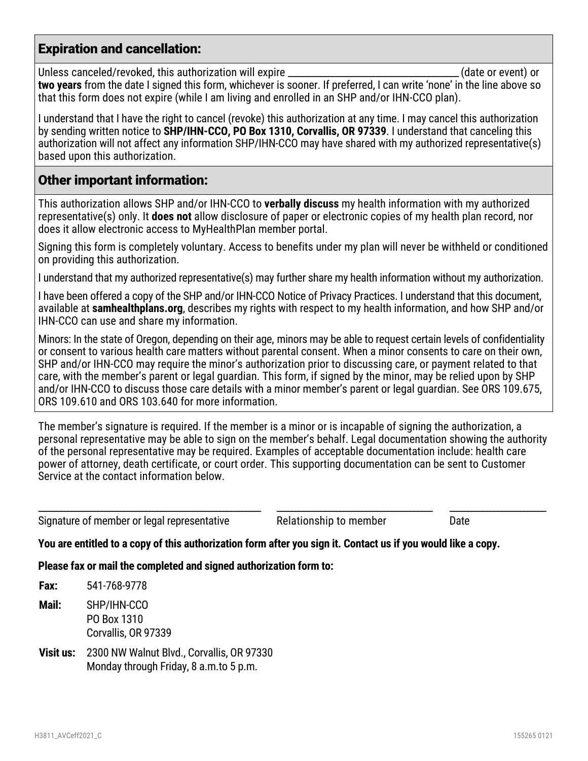## Expiration and cancellation:

Unless canceled/revoked, this authorization will expire ______________________________ (date or event) or **two years** from the date I signed this form, whichever is sooner. If preferred, I can write 'none' in the line above so that this form does not expire (while I am living and enrolled in an SHP and/or IHN-CCO plan).

I understand that I have the right to cancel (revoke) this authorization at any time. I may cancel this authorization by sending written notice to **SHP/IHN-CCO, PO Box 1310, Corvallis, OR 97339**. I understand that canceling this authorization will not affect any information SHP/IHN-CCO may have shared with my authorized representative(s) based upon this authorization.

## Other important information:

This authorization allows SHP and/or IHN-CCO to **verbally discuss** my health information with my authorized representative(s) only. It **does not** allow disclosure of paper or electronic copies of my health plan record, nor does it allow electronic access to MyHealthPlan member portal.

Signing this form is completely voluntary. Access to benefits under my plan will never be withheld or conditioned on providing this authorization.

I understand that my authorized representative(s) may further share my health information without my authorization.

I have been offered a copy of the SHP and/or IHN-CCO Notice of Privacy Practices. I understand that this document, available at **samhealthplans.org**, describes my rights with respect to my health information, and how SHP and/or IHN-CCO can use and share my information.

Minors: In the state of Oregon, depending on their age, minors may be able to request certain levels of confidentiality or consent to various health care matters without parental consent. When a minor consents to care on their own, SHP and/or IHN-CCO may require the minor's authorization prior to discussing care, or payment related to that care, with the member's parent or legal guardian. This form, if signed by the minor, may be relied upon by SHP and/or IHN-CCO to discuss those care details with a minor member's parent or legal guardian. See ORS 109.675, ORS 109.610 and ORS 103.640 for more information.

The member's signature is required. If the member is a minor or is incapable of signing the authorization, a personal representative may be able to sign on the member's behalf. Legal documentation showing the authority of the personal representative may be required. Examples of acceptable documentation include: health care power of attorney, death certificate, or court order. This supporting documentation can be sent to Customer Service at the contact information below.

______________________________ ______________________ ______________

Signature of member or legal representative | Relationship to member | Date

**You are entitled to a copy of this authorization form after you sign it. Contact us if you would like a copy.**

**Please fax or mail the completed and signed authorization form to:**

**Fax:** 541-768-9778

**Mail:** SHP/IHN-CCO
PO Box 1310
Corvallis, OR 97339

**Visit us:** 2300 NW Walnut Blvd., Corvallis, OR 97330
Monday through Friday, 8 a.m.to 5 p.m.

H3811_AVCeff2021_C 155265 0121